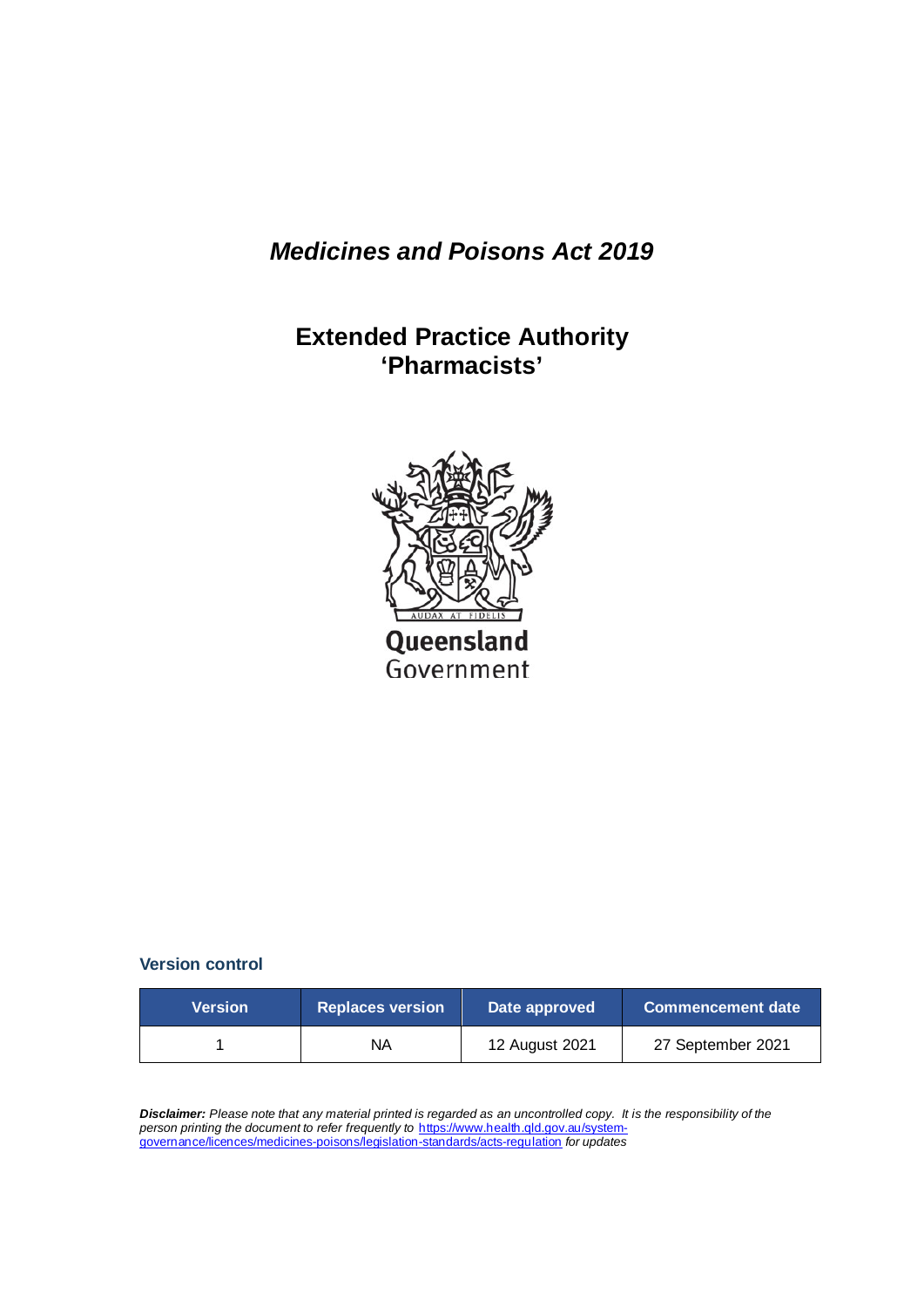# *Medicines and Poisons Act 2019*

## Extended Practice Authority 'Pharmacists'

Queensland Government

### Version control

| Version | Replaces version | Date approved | Commencement date |
|---|---|---|---|
| 1 | NA | 12 August 2021 | 27 September 2021 |

***Disclaimer:*** *Please note that any material printed is regarded as an uncontrolled copy. It is the responsibility of the person printing the document to refer frequently to* https://www.health.qld.gov.au/system-governance/licences/medicines-poisons/legislation-standards/acts-regulation *for updates*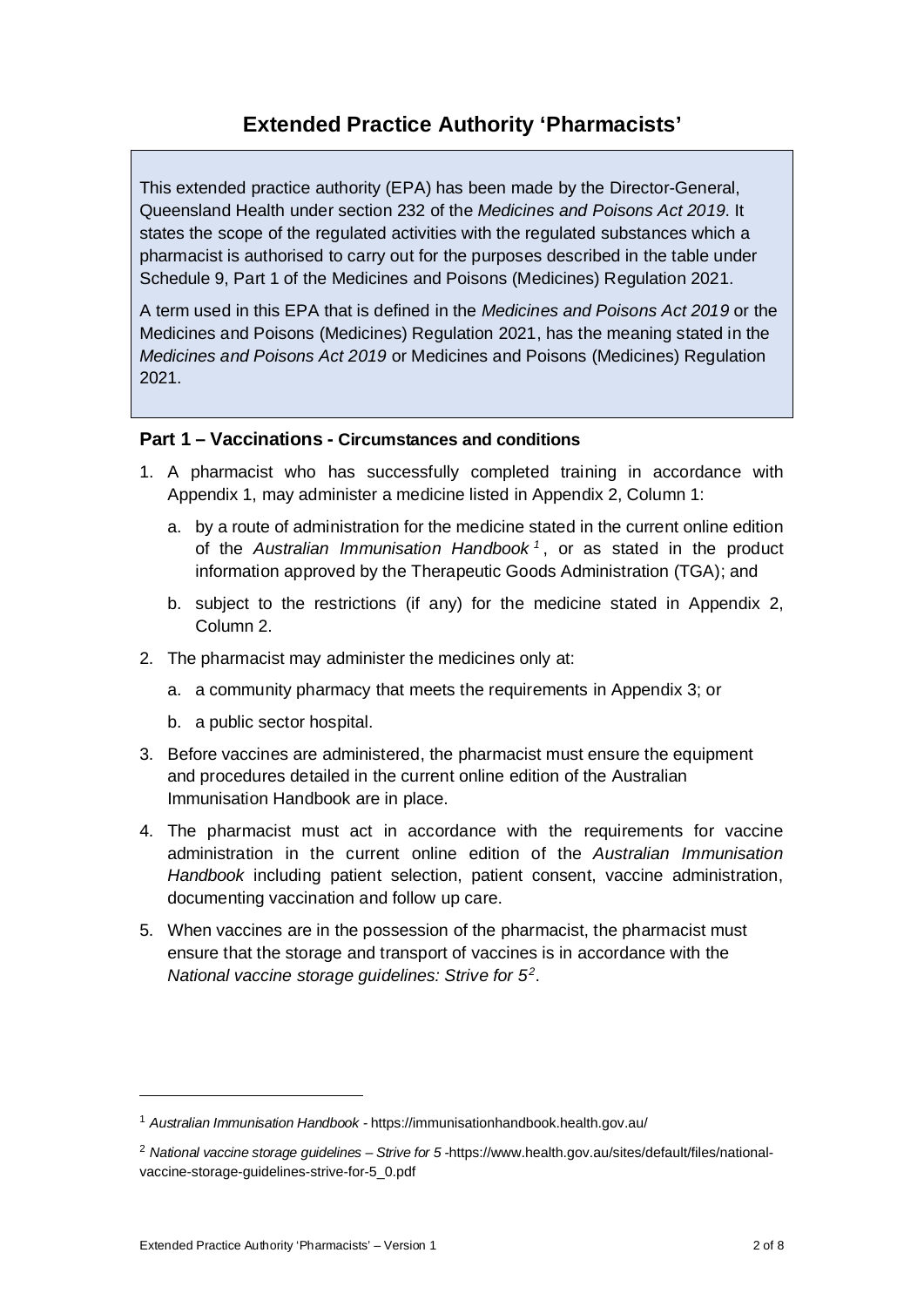# Extended Practice Authority 'Pharmacists'

This extended practice authority (EPA) has been made by the Director-General, Queensland Health under section 232 of the *Medicines and Poisons Act 2019*. It states the scope of the regulated activities with the regulated substances which a pharmacist is authorised to carry out for the purposes described in the table under Schedule 9, Part 1 of the Medicines and Poisons (Medicines) Regulation 2021.

A term used in this EPA that is defined in the *Medicines and Poisons Act 2019* or the Medicines and Poisons (Medicines) Regulation 2021, has the meaning stated in the *Medicines and Poisons Act 2019* or Medicines and Poisons (Medicines) Regulation 2021.

### Part 1 – Vaccinations - Circumstances and conditions

1. A pharmacist who has successfully completed training in accordance with Appendix 1, may administer a medicine listed in Appendix 2, Column 1:
   a. by a route of administration for the medicine stated in the current online edition of the *Australian Immunisation Handbook* [1], or as stated in the product information approved by the Therapeutic Goods Administration (TGA); and
   b. subject to the restrictions (if any) for the medicine stated in Appendix 2, Column 2.
2. The pharmacist may administer the medicines only at:
   a. a community pharmacy that meets the requirements in Appendix 3; or
   b. a public sector hospital.
3. Before vaccines are administered, the pharmacist must ensure the equipment and procedures detailed in the current online edition of the Australian Immunisation Handbook are in place.
4. The pharmacist must act in accordance with the requirements for vaccine administration in the current online edition of the *Australian Immunisation Handbook* including patient selection, patient consent, vaccine administration, documenting vaccination and follow up care.
5. When vaccines are in the possession of the pharmacist, the pharmacist must ensure that the storage and transport of vaccines is in accordance with the *National vaccine storage guidelines: Strive for 5* [2].

---

[1] *Australian Immunisation Handbook* - https://immunisationhandbook.health.gov.au/

[2] *National vaccine storage guidelines – Strive for 5* -https://www.health.gov.au/sites/default/files/national-vaccine-storage-guidelines-strive-for-5_0.pdf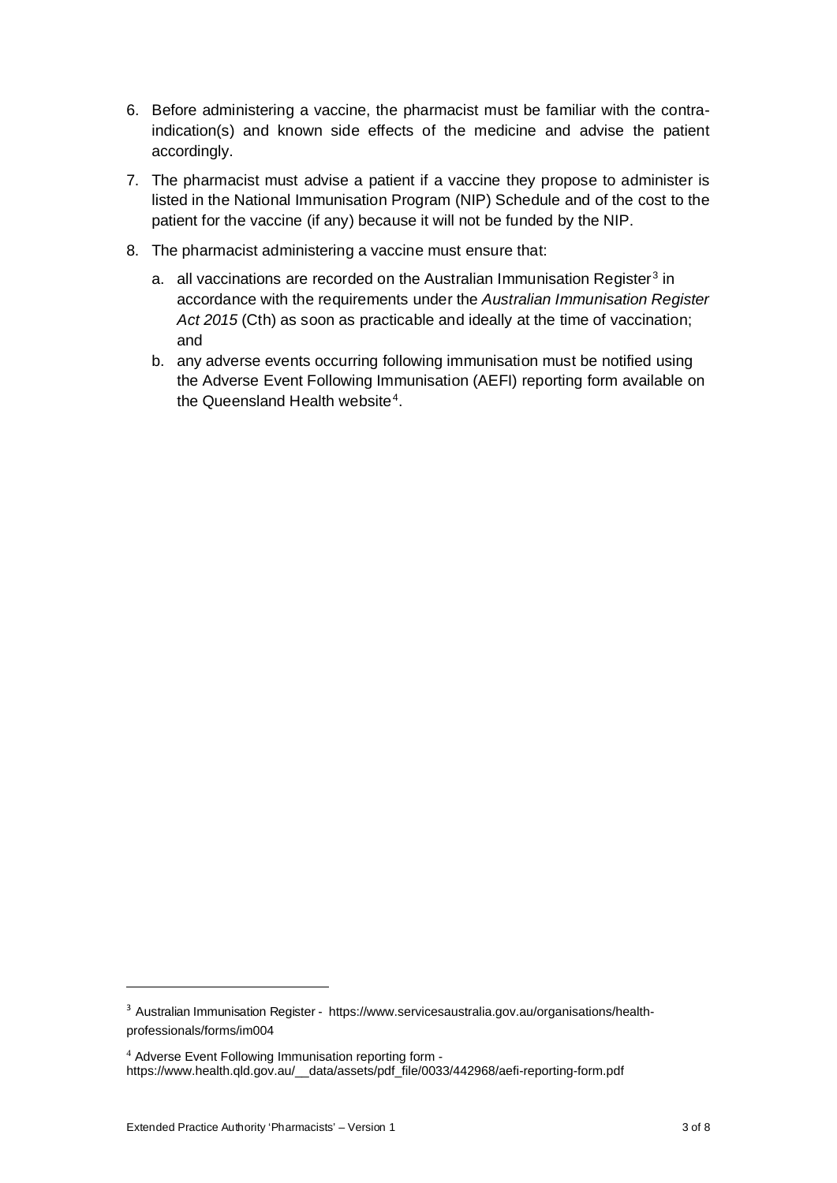6. Before administering a vaccine, the pharmacist must be familiar with the contra-indication(s) and known side effects of the medicine and advise the patient accordingly.

7. The pharmacist must advise a patient if a vaccine they propose to administer is listed in the National Immunisation Program (NIP) Schedule and of the cost to the patient for the vaccine (if any) because it will not be funded by the NIP.

8. The pharmacist administering a vaccine must ensure that:

   a. all vaccinations are recorded on the Australian Immunisation Register[3] in accordance with the requirements under the *Australian Immunisation Register Act 2015* (Cth) as soon as practicable and ideally at the time of vaccination; and

   b. any adverse events occurring following immunisation must be notified using the Adverse Event Following Immunisation (AEFI) reporting form available on the Queensland Health website[4].

---

[3] Australian Immunisation Register - https://www.servicesaustralia.gov.au/organisations/health-professionals/forms/im004

[4] Adverse Event Following Immunisation reporting form - https://www.health.qld.gov.au/__data/assets/pdf_file/0033/442968/aefi-reporting-form.pdf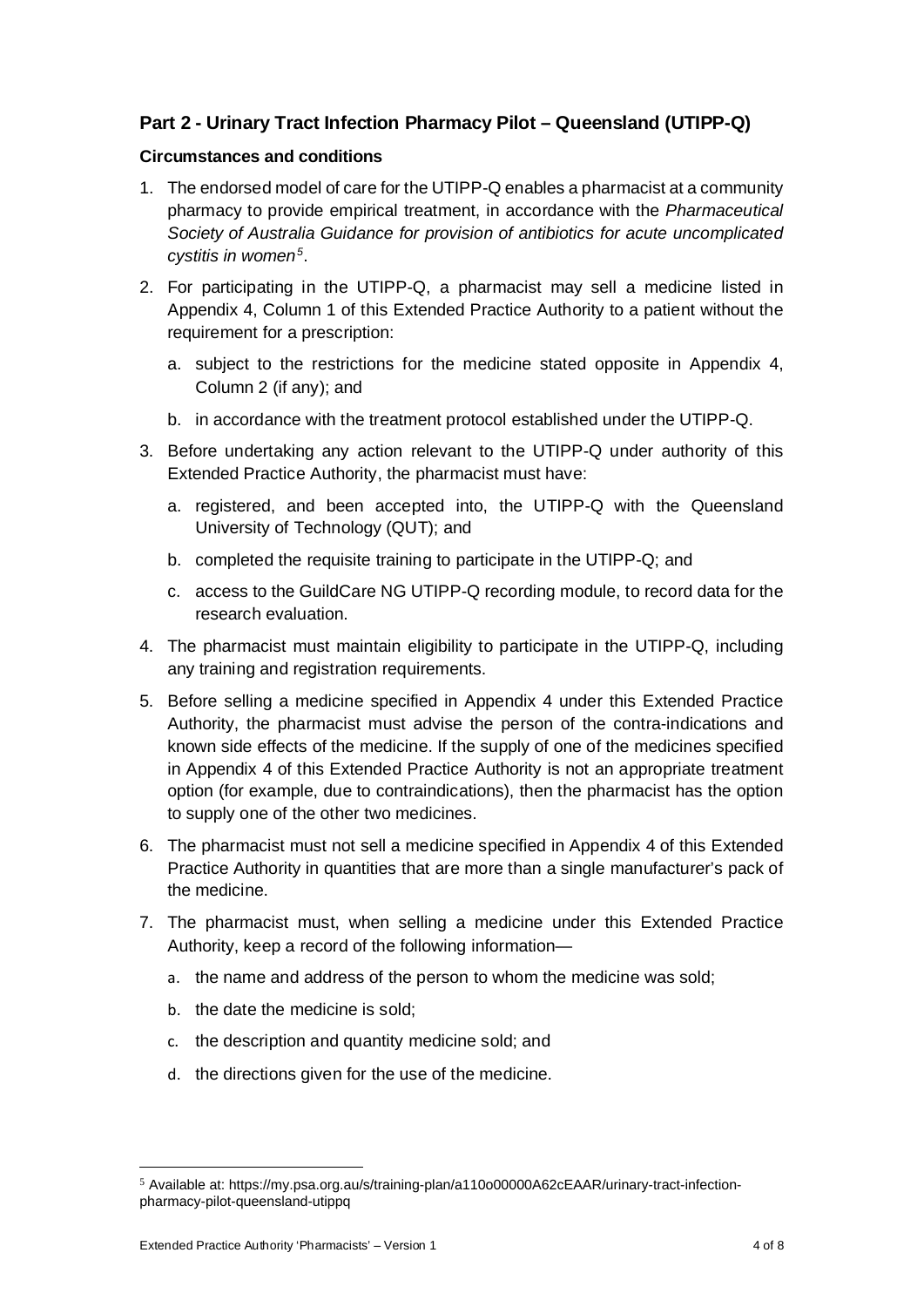## Part 2 - Urinary Tract Infection Pharmacy Pilot – Queensland (UTIPP-Q)

### Circumstances and conditions

1. The endorsed model of care for the UTIPP-Q enables a pharmacist at a community pharmacy to provide empirical treatment, in accordance with the *Pharmaceutical Society of Australia Guidance for provision of antibiotics for acute uncomplicated cystitis in women*[5].
2. For participating in the UTIPP-Q, a pharmacist may sell a medicine listed in Appendix 4, Column 1 of this Extended Practice Authority to a patient without the requirement for a prescription:
   a. subject to the restrictions for the medicine stated opposite in Appendix 4, Column 2 (if any); and
   b. in accordance with the treatment protocol established under the UTIPP-Q.
3. Before undertaking any action relevant to the UTIPP-Q under authority of this Extended Practice Authority, the pharmacist must have:
   a. registered, and been accepted into, the UTIPP-Q with the Queensland University of Technology (QUT); and
   b. completed the requisite training to participate in the UTIPP-Q; and
   c. access to the GuildCare NG UTIPP-Q recording module, to record data for the research evaluation.
4. The pharmacist must maintain eligibility to participate in the UTIPP-Q, including any training and registration requirements.
5. Before selling a medicine specified in Appendix 4 under this Extended Practice Authority, the pharmacist must advise the person of the contra-indications and known side effects of the medicine. If the supply of one of the medicines specified in Appendix 4 of this Extended Practice Authority is not an appropriate treatment option (for example, due to contraindications), then the pharmacist has the option to supply one of the other two medicines.
6. The pharmacist must not sell a medicine specified in Appendix 4 of this Extended Practice Authority in quantities that are more than a single manufacturer's pack of the medicine.
7. The pharmacist must, when selling a medicine under this Extended Practice Authority, keep a record of the following information—
   a. the name and address of the person to whom the medicine was sold;
   b. the date the medicine is sold;
   c. the description and quantity medicine sold; and
   d. the directions given for the use of the medicine.

---

[5] Available at: https://my.psa.org.au/s/training-plan/a110o00000A62cEAAR/urinary-tract-infection-pharmacy-pilot-queensland-utippq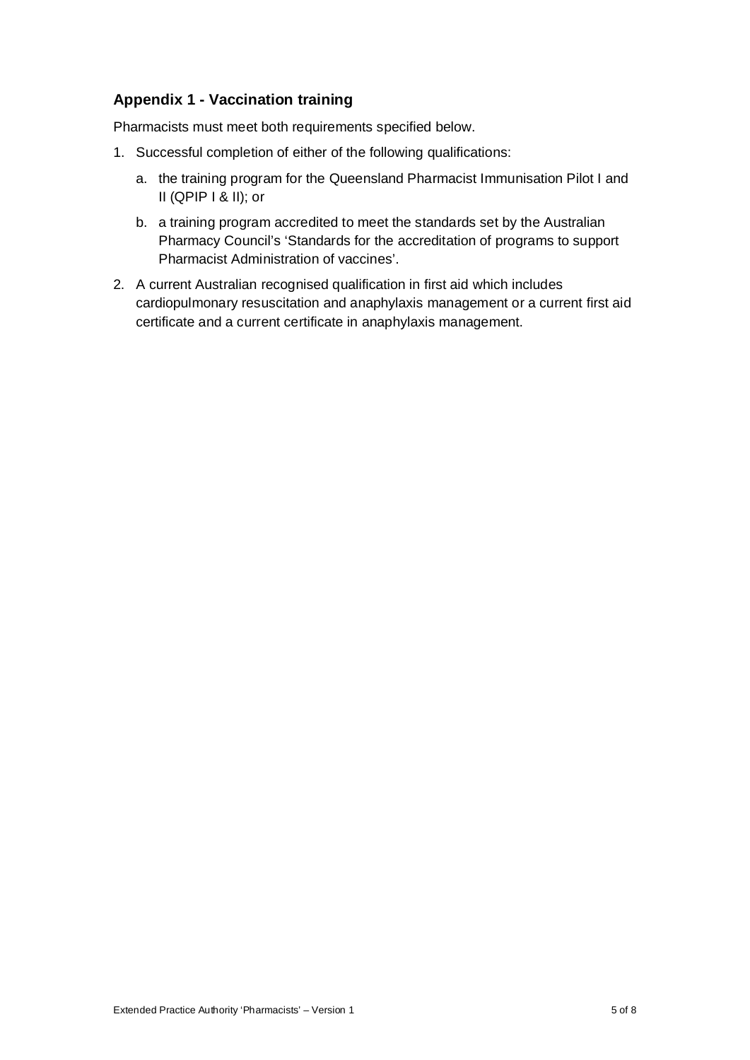## Appendix 1 - Vaccination training

Pharmacists must meet both requirements specified below.

1. Successful completion of either of the following qualifications:
   a. the training program for the Queensland Pharmacist Immunisation Pilot I and II (QPIP I & II); or
   b. a training program accredited to meet the standards set by the Australian Pharmacy Council's 'Standards for the accreditation of programs to support Pharmacist Administration of vaccines'.
2. A current Australian recognised qualification in first aid which includes cardiopulmonary resuscitation and anaphylaxis management or a current first aid certificate and a current certificate in anaphylaxis management.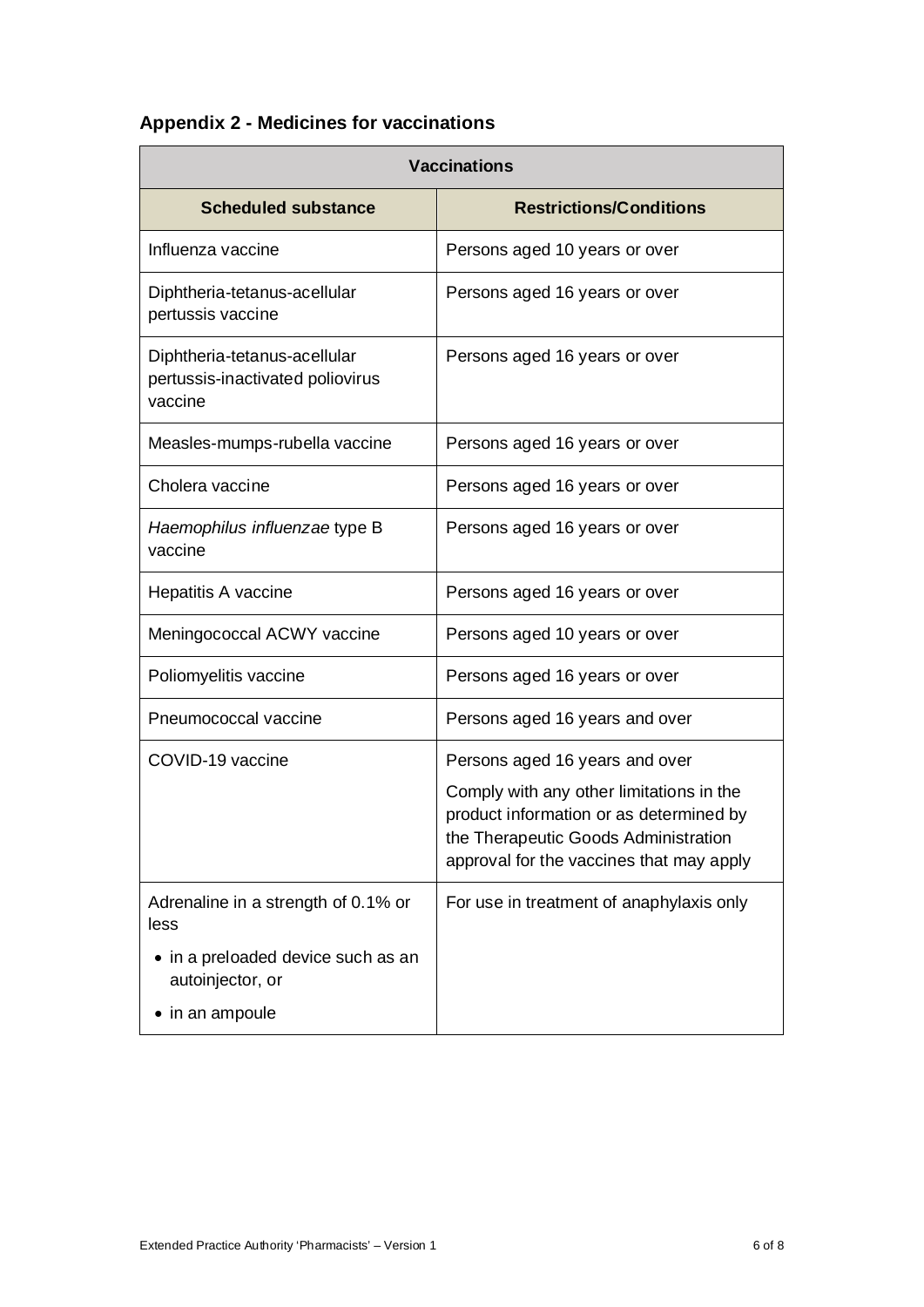## Appendix 2 - Medicines for vaccinations

| Vaccinations | |
|---|---|
| **Scheduled substance** | **Restrictions/Conditions** |
| Influenza vaccine | Persons aged 10 years or over |
| Diphtheria-tetanus-acellular pertussis vaccine | Persons aged 16 years or over |
| Diphtheria-tetanus-acellular pertussis-inactivated poliovirus vaccine | Persons aged 16 years or over |
| Measles-mumps-rubella vaccine | Persons aged 16 years or over |
| Cholera vaccine | Persons aged 16 years or over |
| *Haemophilus influenzae* type B vaccine | Persons aged 16 years or over |
| Hepatitis A vaccine | Persons aged 16 years or over |
| Meningococcal ACWY vaccine | Persons aged 10 years or over |
| Poliomyelitis vaccine | Persons aged 16 years or over |
| Pneumococcal vaccine | Persons aged 16 years and over |
| COVID-19 vaccine | Persons aged 16 years and over<br><br>Comply with any other limitations in the product information or as determined by the Therapeutic Goods Administration approval for the vaccines that may apply |
| Adrenaline in a strength of 0.1% or less<br><br>• in a preloaded device such as an autoinjector, or<br><br>• in an ampoule | For use in treatment of anaphylaxis only |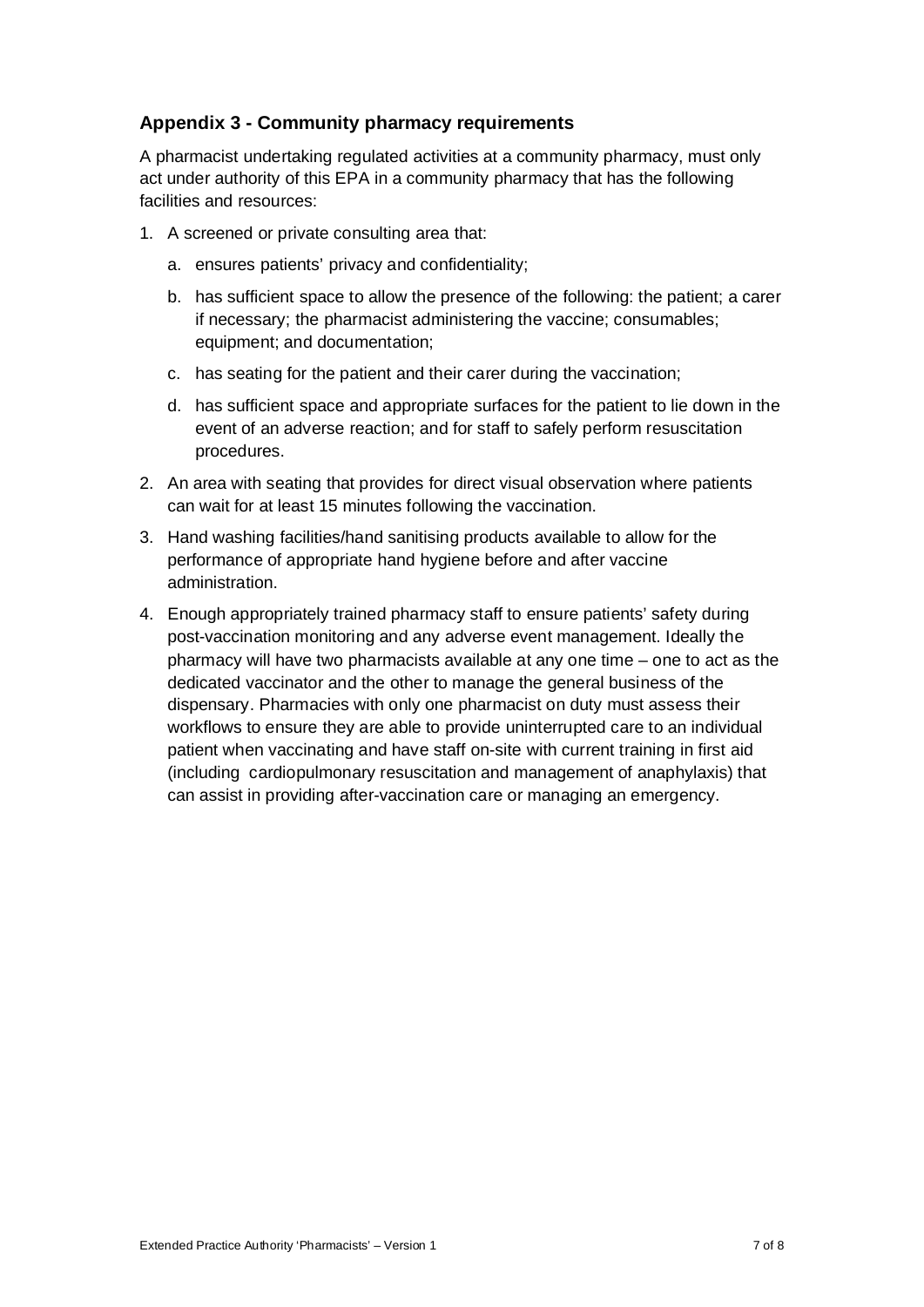## Appendix 3 - Community pharmacy requirements

A pharmacist undertaking regulated activities at a community pharmacy, must only act under authority of this EPA in a community pharmacy that has the following facilities and resources:

1. A screened or private consulting area that:
   a. ensures patients' privacy and confidentiality;
   b. has sufficient space to allow the presence of the following: the patient; a carer if necessary; the pharmacist administering the vaccine; consumables; equipment; and documentation;
   c. has seating for the patient and their carer during the vaccination;
   d. has sufficient space and appropriate surfaces for the patient to lie down in the event of an adverse reaction; and for staff to safely perform resuscitation procedures.
2. An area with seating that provides for direct visual observation where patients can wait for at least 15 minutes following the vaccination.
3. Hand washing facilities/hand sanitising products available to allow for the performance of appropriate hand hygiene before and after vaccine administration.
4. Enough appropriately trained pharmacy staff to ensure patients' safety during post-vaccination monitoring and any adverse event management. Ideally the pharmacy will have two pharmacists available at any one time – one to act as the dedicated vaccinator and the other to manage the general business of the dispensary. Pharmacies with only one pharmacist on duty must assess their workflows to ensure they are able to provide uninterrupted care to an individual patient when vaccinating and have staff on-site with current training in first aid (including cardiopulmonary resuscitation and management of anaphylaxis) that can assist in providing after-vaccination care or managing an emergency.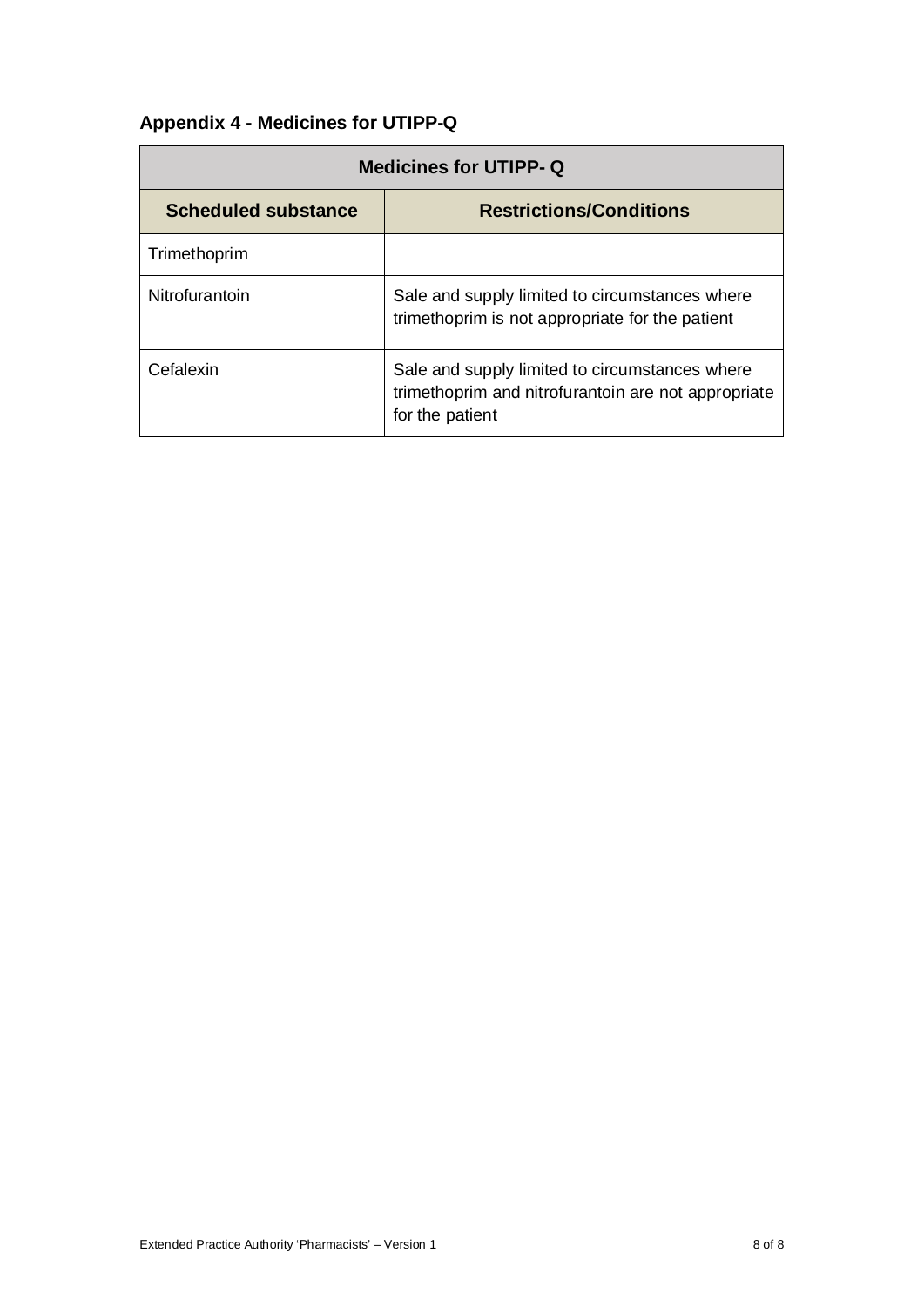## Appendix 4 - Medicines for UTIPP-Q

| Medicines for UTIPP- Q | |
|---|---|
| **Scheduled substance** | **Restrictions/Conditions** |
| Trimethoprim | |
| Nitrofurantoin | Sale and supply limited to circumstances where trimethoprim is not appropriate for the patient |
| Cefalexin | Sale and supply limited to circumstances where trimethoprim and nitrofurantoin are not appropriate for the patient |